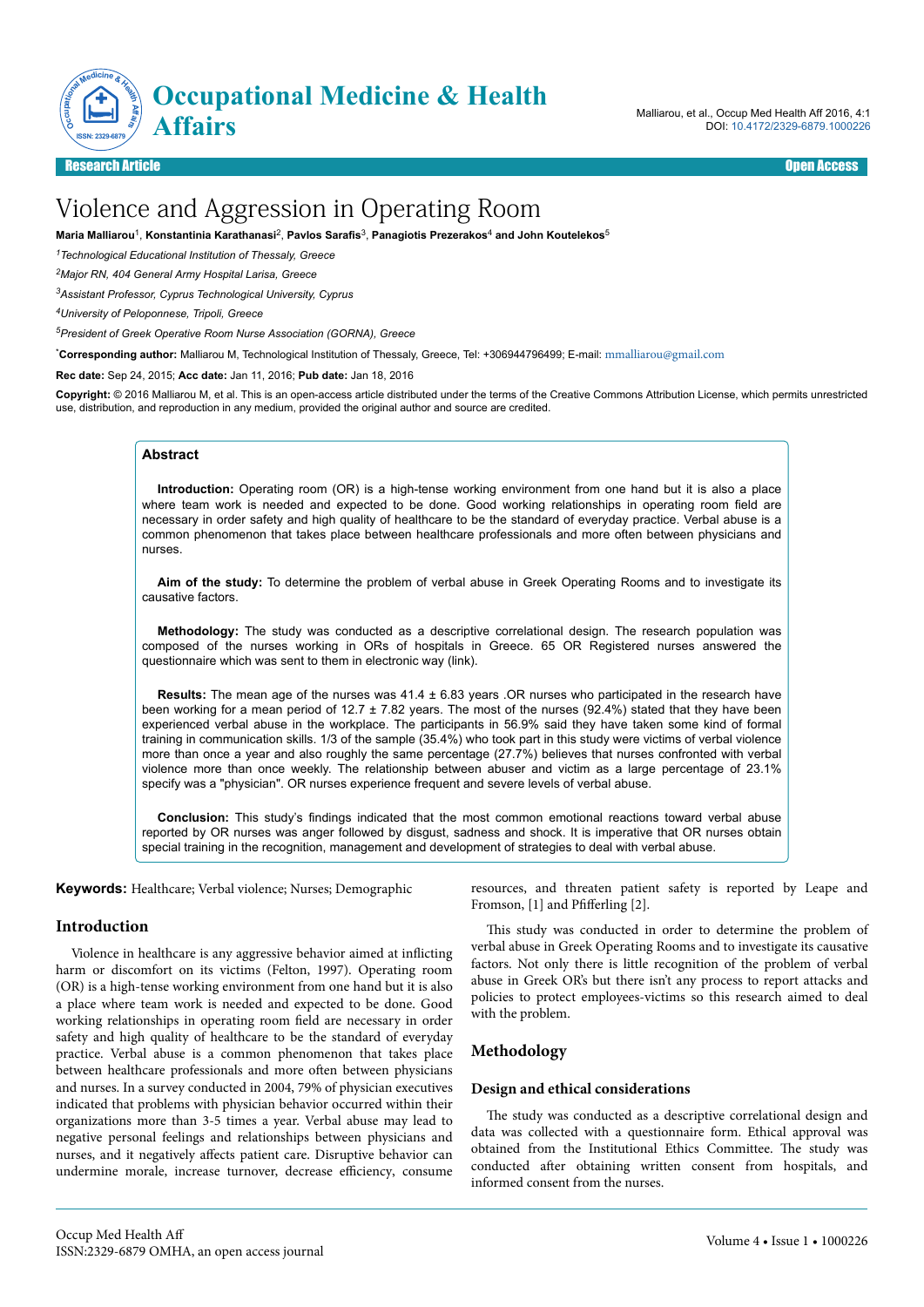# Violence and Aggression in Operating Room

**Maria Malliarou[1], Konstantinia Karathanasi[2], Pavlos Sarafis[3], Panagiotis Prezerakos[4] and John Koutelekos[5]**

[1]*Technological Educational Institution of Thessaly, Greece*

[2]*Major RN, 404 General Army Hospital Larisa, Greece*

[3]*Assistant Professor, Cyprus Technological University, Cyprus*

[4]*University of Peloponnese, Tripoli, Greece*

[5]*President of Greek Operative Room Nurse Association (GORNA), Greece*

***Corresponding author:** Malliarou M, Technological Institution of Thessaly, Greece, Tel: +306944796499; E-mail: mmalliarou@gmail.com

**Rec date:** Sep 24, 2015; **Acc date:** Jan 11, 2016; **Pub date:** Jan 18, 2016

**Copyright:** © 2016 Malliarou M, et al. This is an open-access article distributed under the terms of the Creative Commons Attribution License, which permits unrestricted use, distribution, and reproduction in any medium, provided the original author and source are credited.

## Abstract

**Introduction:** Operating room (OR) is a high-tense working environment from one hand but it is also a place where team work is needed and expected to be done. Good working relationships in operating room field are necessary in order safety and high quality of healthcare to be the standard of everyday practice. Verbal abuse is a common phenomenon that takes place between healthcare professionals and more often between physicians and nurses.

**Aim of the study:** To determine the problem of verbal abuse in Greek Operating Rooms and to investigate its causative factors.

**Methodology:** The study was conducted as a descriptive correlational design. The research population was composed of the nurses working in ORs of hospitals in Greece. 65 OR Registered nurses answered the questionnaire which was sent to them in electronic way (link).

**Results:** The mean age of the nurses was 41.4 ± 6.83 years .OR nurses who participated in the research have been working for a mean period of 12.7 ± 7.82 years. The most of the nurses (92.4%) stated that they have been experienced verbal abuse in the workplace. The participants in 56.9% said they have taken some kind of formal training in communication skills. 1/3 of the sample (35.4%) who took part in this study were victims of verbal violence more than once a year and also roughly the same percentage (27.7%) believes that nurses confronted with verbal violence more than once weekly. The relationship between abuser and victim as a large percentage of 23.1% specify was a "physician". OR nurses experience frequent and severe levels of verbal abuse.

**Conclusion:** This study's findings indicated that the most common emotional reactions toward verbal abuse reported by OR nurses was anger followed by disgust, sadness and shock. It is imperative that OR nurses obtain special training in the recognition, management and development of strategies to deal with verbal abuse.

**Keywords:** Healthcare; Verbal violence; Nurses; Demographic

## Introduction

Violence in healthcare is any aggressive behavior aimed at inflicting harm or discomfort on its victims (Felton, 1997). Operating room (OR) is a high-tense working environment from one hand but it is also a place where team work is needed and expected to be done. Good working relationships in operating room field are necessary in order safety and high quality of healthcare to be the standard of everyday practice. Verbal abuse is a common phenomenon that takes place between healthcare professionals and more often between physicians and nurses. In a survey conducted in 2004, 79% of physician executives indicated that problems with physician behavior occurred within their organizations more than 3-5 times a year. Verbal abuse may lead to negative personal feelings and relationships between physicians and nurses, and it negatively affects patient care. Disruptive behavior can undermine morale, increase turnover, decrease efficiency, consume resources, and threaten patient safety is reported by Leape and Fromson, [1] and Pfifferling [2].

This study was conducted in order to determine the problem of verbal abuse in Greek Operating Rooms and to investigate its causative factors. Not only there is little recognition of the problem of verbal abuse in Greek OR's but there isn't any process to report attacks and policies to protect employees-victims so this research aimed to deal with the problem.

## Methodology

### Design and ethical considerations

The study was conducted as a descriptive correlational design and data was collected with a questionnaire form. Ethical approval was obtained from the Institutional Ethics Committee. The study was conducted after obtaining written consent from hospitals, and informed consent from the nurses.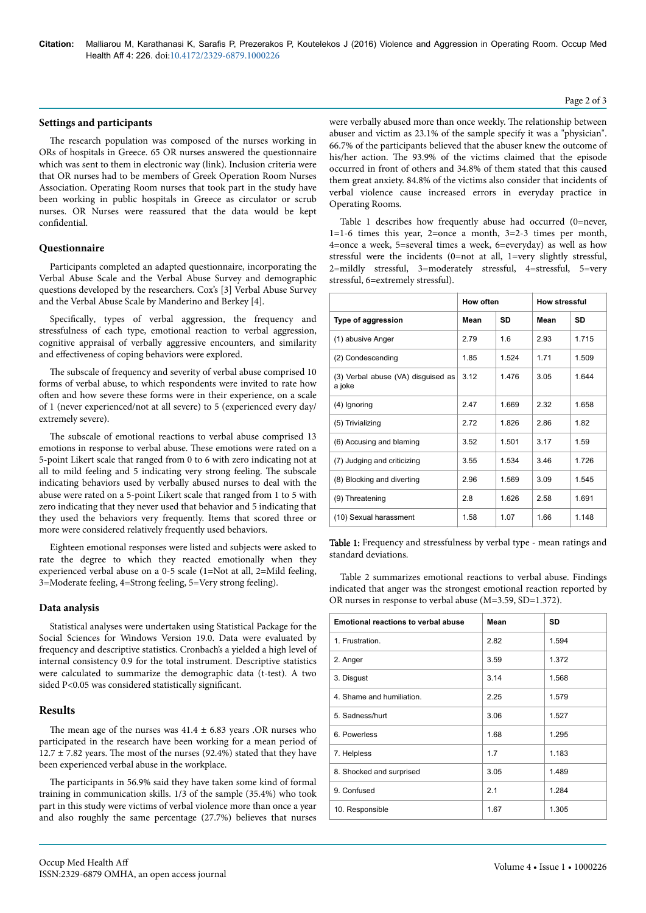## Settings and participants

The research population was composed of the nurses working in ORs of hospitals in Greece. 65 OR nurses answered the questionnaire which was sent to them in electronic way (link). Inclusion criteria were that OR nurses had to be members of Greek Operation Room Nurses Association. Operating Room nurses that took part in the study have been working in public hospitals in Greece as circulator or scrub nurses. OR Nurses were reassured that the data would be kept confidential.

## Questionnaire

Participants completed an adapted questionnaire, incorporating the Verbal Abuse Scale and the Verbal Abuse Survey and demographic questions developed by the researchers. Cox's [3] Verbal Abuse Survey and the Verbal Abuse Scale by Manderino and Berkey [4].

Specifically, types of verbal aggression, the frequency and stressfulness of each type, emotional reaction to verbal aggression, cognitive appraisal of verbally aggressive encounters, and similarity and effectiveness of coping behaviors were explored.

The subscale of frequency and severity of verbal abuse comprised 10 forms of verbal abuse, to which respondents were invited to rate how often and how severe these forms were in their experience, on a scale of 1 (never experienced/not at all severe) to 5 (experienced every day/extremely severe).

The subscale of emotional reactions to verbal abuse comprised 13 emotions in response to verbal abuse. These emotions were rated on a 5-point Likert scale that ranged from 0 to 6 with zero indicating not at all to mild feeling and 5 indicating very strong feeling. The subscale indicating behaviors used by verbally abused nurses to deal with the abuse were rated on a 5-point Likert scale that ranged from 1 to 5 with zero indicating that they never used that behavior and 5 indicating that they used the behaviors very frequently. Items that scored three or more were considered relatively frequently used behaviors.

Eighteen emotional responses were listed and subjects were asked to rate the degree to which they reacted emotionally when they experienced verbal abuse on a 0-5 scale (1=Not at all, 2=Mild feeling, 3=Moderate feeling, 4=Strong feeling, 5=Very strong feeling).

## Data analysis

Statistical analyses were undertaken using Statistical Package for the Social Sciences for Windows Version 19.0. Data were evaluated by frequency and descriptive statistics. Cronbach's a yielded a high level of internal consistency 0.9 for the total instrument. Descriptive statistics were calculated to summarize the demographic data (t-test). A two sided P<0.05 was considered statistically significant.

## Results

The mean age of the nurses was 41.4 ± 6.83 years .OR nurses who participated in the research have been working for a mean period of 12.7 ± 7.82 years. The most of the nurses (92.4%) stated that they have been experienced verbal abuse in the workplace.

The participants in 56.9% said they have taken some kind of formal training in communication skills. 1/3 of the sample (35.4%) who took part in this study were victims of verbal violence more than once a year and also roughly the same percentage (27.7%) believes that nurses were verbally abused more than once weekly. The relationship between abuser and victim as 23.1% of the sample specify it was a "physician". 66.7% of the participants believed that the abuser knew the outcome of his/her action. The 93.9% of the victims claimed that the episode occurred in front of others and 34.8% of them stated that this caused them great anxiety. 84.8% of the victims also consider that incidents of verbal violence cause increased errors in everyday practice in Operating Rooms.

Table 1 describes how frequently abuse had occurred (0=never, 1=1-6 times this year, 2=once a month, 3=2-3 times per month, 4=once a week, 5=several times a week, 6=everyday) as well as how stressful were the incidents (0=not at all, 1=very slightly stressful, 2=mildly stressful, 3=moderately stressful, 4=stressful, 5=very stressful, 6=extremely stressful).

| | How often | | How stressful | |
|---|---|---|---|---|
| Type of aggression | Mean | SD | Mean | SD |
| (1) abusive Anger | 2.79 | 1.6 | 2.93 | 1.715 |
| (2) Condescending | 1.85 | 1.524 | 1.71 | 1.509 |
| (3) Verbal abuse (VA) disguised as a joke | 3.12 | 1.476 | 3.05 | 1.644 |
| (4) Ignoring | 2.47 | 1.669 | 2.32 | 1.658 |
| (5) Trivializing | 2.72 | 1.826 | 2.86 | 1.82 |
| (6) Accusing and blaming | 3.52 | 1.501 | 3.17 | 1.59 |
| (7) Judging and criticizing | 3.55 | 1.534 | 3.46 | 1.726 |
| (8) Blocking and diverting | 2.96 | 1.569 | 3.09 | 1.545 |
| (9) Threatening | 2.8 | 1.626 | 2.58 | 1.691 |
| (10) Sexual harassment | 1.58 | 1.07 | 1.66 | 1.148 |

**Table 1:** Frequency and stressfulness by verbal type - mean ratings and standard deviations.

Table 2 summarizes emotional reactions to verbal abuse. Findings indicated that anger was the strongest emotional reaction reported by OR nurses in response to verbal abuse (M=3.59, SD=1.372).

| Emotional reactions to verbal abuse | Mean | SD |
|---|---|---|
| 1. Frustration. | 2.82 | 1.594 |
| 2. Anger | 3.59 | 1.372 |
| 3. Disgust | 3.14 | 1.568 |
| 4. Shame and humiliation. | 2.25 | 1.579 |
| 5. Sadness/hurt | 3.06 | 1.527 |
| 6. Powerless | 1.68 | 1.295 |
| 7. Helpless | 1.7 | 1.183 |
| 8. Shocked and surprised | 3.05 | 1.489 |
| 9. Confused | 2.1 | 1.284 |
| 10. Responsible | 1.67 | 1.305 |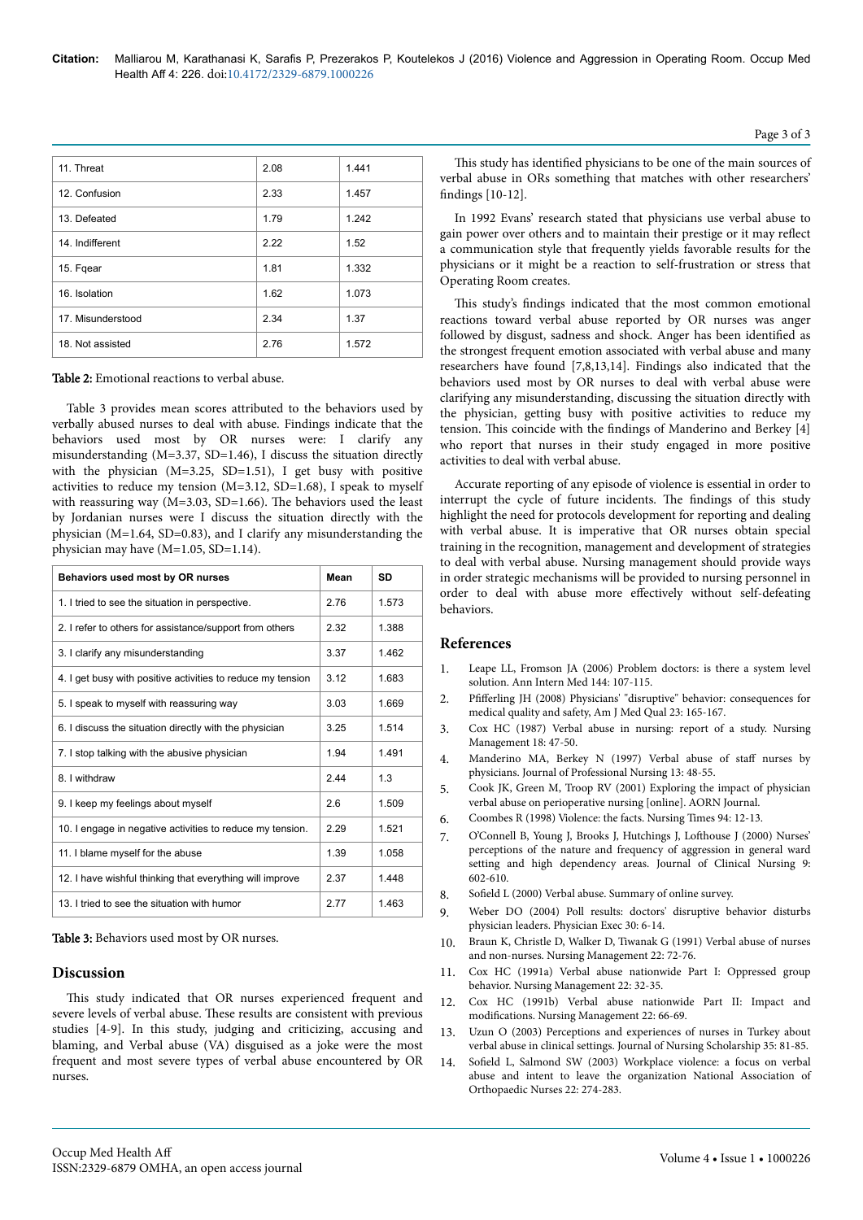| | | |
|---|---|---|
| 11. Threat | 2.08 | 1.441 |
| 12. Confusion | 2.33 | 1.457 |
| 13. Defeated | 1.79 | 1.242 |
| 14. Indifferent | 2.22 | 1.52 |
| 15. Fqear | 1.81 | 1.332 |
| 16. Isolation | 1.62 | 1.073 |
| 17. Misunderstood | 2.34 | 1.37 |
| 18. Not assisted | 2.76 | 1.572 |

**Table 2:** Emotional reactions to verbal abuse.

Table 3 provides mean scores attributed to the behaviors used by verbally abused nurses to deal with abuse. Findings indicate that the behaviors used most by OR nurses were: I clarify any misunderstanding (M=3.37, SD=1.46), I discuss the situation directly with the physician (M=3.25, SD=1.51), I get busy with positive activities to reduce my tension (M=3.12, SD=1.68), I speak to myself with reassuring way (M=3.03, SD=1.66). The behaviors used the least by Jordanian nurses were I discuss the situation directly with the physician (M=1.64, SD=0.83), and I clarify any misunderstanding the physician may have (M=1.05, SD=1.14).

| Behaviors used most by OR nurses | Mean | SD |
|---|---|---|
| 1. I tried to see the situation in perspective. | 2.76 | 1.573 |
| 2. I refer to others for assistance/support from others | 2.32 | 1.388 |
| 3. I clarify any misunderstanding | 3.37 | 1.462 |
| 4. I get busy with positive activities to reduce my tension | 3.12 | 1.683 |
| 5. I speak to myself with reassuring way | 3.03 | 1.669 |
| 6. I discuss the situation directly with the physician | 3.25 | 1.514 |
| 7. I stop talking with the abusive physician | 1.94 | 1.491 |
| 8. I withdraw | 2.44 | 1.3 |
| 9. I keep my feelings about myself | 2.6 | 1.509 |
| 10. I engage in negative activities to reduce my tension. | 2.29 | 1.521 |
| 11. I blame myself for the abuse | 1.39 | 1.058 |
| 12. I have wishful thinking that everything will improve | 2.37 | 1.448 |
| 13. I tried to see the situation with humor | 2.77 | 1.463 |

**Table 3:** Behaviors used most by OR nurses.

## Discussion

This study indicated that OR nurses experienced frequent and severe levels of verbal abuse. These results are consistent with previous studies [4-9]. In this study, judging and criticizing, accusing and blaming, and Verbal abuse (VA) disguised as a joke were the most frequent and most severe types of verbal abuse encountered by OR nurses.

This study has identified physicians to be one of the main sources of verbal abuse in ORs something that matches with other researchers' findings [10-12].

In 1992 Evans' research stated that physicians use verbal abuse to gain power over others and to maintain their prestige or it may reflect a communication style that frequently yields favorable results for the physicians or it might be a reaction to self-frustration or stress that Operating Room creates.

This study's findings indicated that the most common emotional reactions toward verbal abuse reported by OR nurses was anger followed by disgust, sadness and shock. Anger has been identified as the strongest frequent emotion associated with verbal abuse and many researchers have found [7,8,13,14]. Findings also indicated that the behaviors used most by OR nurses to deal with verbal abuse were clarifying any misunderstanding, discussing the situation directly with the physician, getting busy with positive activities to reduce my tension. This coincide with the findings of Manderino and Berkey [4] who report that nurses in their study engaged in more positive activities to deal with verbal abuse.

Accurate reporting of any episode of violence is essential in order to interrupt the cycle of future incidents. The findings of this study highlight the need for protocols development for reporting and dealing with verbal abuse. It is imperative that OR nurses obtain special training in the recognition, management and development of strategies to deal with verbal abuse. Nursing management should provide ways in order strategic mechanisms will be provided to nursing personnel in order to deal with abuse more effectively without self-defeating behaviors.

## References

1. Leape LL, Fromson JA (2006) Problem doctors: is there a system level solution. Ann Intern Med 144: 107-115.
2. Pfifferling JH (2008) Physicians' "disruptive" behavior: consequences for medical quality and safety, Am J Med Qual 23: 165-167.
3. Cox HC (1987) Verbal abuse in nursing: report of a study. Nursing Management 18: 47-50.
4. Manderino MA, Berkey N (1997) Verbal abuse of staff nurses by physicians. Journal of Professional Nursing 13: 48-55.
5. Cook JK, Green M, Troop RV (2001) Exploring the impact of physician verbal abuse on perioperative nursing [online]. AORN Journal.
6. Coombes R (1998) Violence: the facts. Nursing Times 94: 12-13.
7. O'Connell B, Young J, Brooks J, Hutchings J, Lofthouse J (2000) Nurses' perceptions of the nature and frequency of aggression in general ward setting and high dependency areas. Journal of Clinical Nursing 9: 602-610.
8. Sofield L (2000) Verbal abuse. Summary of online survey.
9. Weber DO (2004) Poll results: doctors' disruptive behavior disturbs physician leaders. Physician Exec 30: 6-14.
10. Braun K, Christle D, Walker D, Tiwanak G (1991) Verbal abuse of nurses and non-nurses. Nursing Management 22: 72-76.
11. Cox HC (1991a) Verbal abuse nationwide Part I: Oppressed group behavior. Nursing Management 22: 32-35.
12. Cox HC (1991b) Verbal abuse nationwide Part II: Impact and modifications. Nursing Management 22: 66-69.
13. Uzun O (2003) Perceptions and experiences of nurses in Turkey about verbal abuse in clinical settings. Journal of Nursing Scholarship 35: 81-85.
14. Sofield L, Salmond SW (2003) Workplace violence: a focus on verbal abuse and intent to leave the organization National Association of Orthopaedic Nurses 22: 274-283.